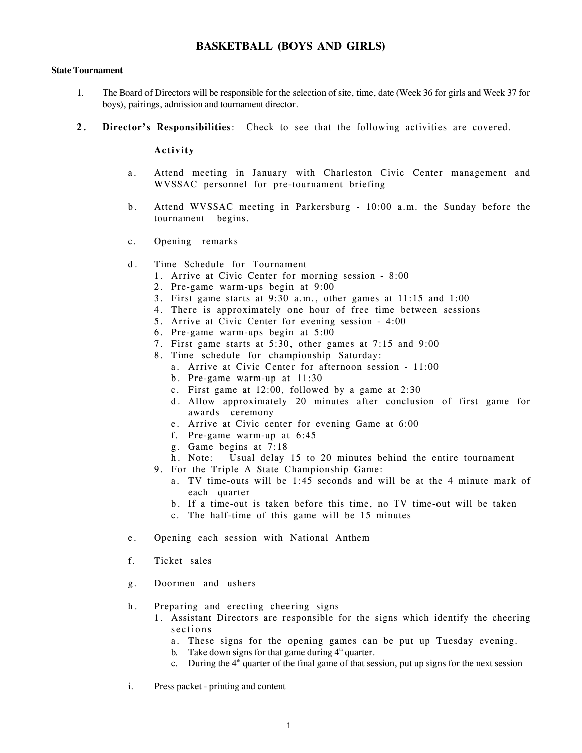# BASKETBALL (BOYS AND GIRLS)

## State Tournament

1. The Board of Directors will be responsible for the selection of site, time, date (Week 36 for girls and Week 37 for boys), pairings, admission and tournament director.

2. **Director's Responsibilities**: Check to see that the following activities are covered.

   **Activity**

   a. Attend meeting in January with Charleston Civic Center management and WVSSAC personnel for pre-tournament briefing

   b. Attend WVSSAC meeting in Parkersburg - 10:00 a.m. the Sunday before the tournament begins.

   c. Opening remarks

   d. Time Schedule for Tournament
      1. Arrive at Civic Center for morning session - 8:00
      2. Pre-game warm-ups begin at 9:00
      3. First game starts at 9:30 a.m., other games at 11:15 and 1:00
      4. There is approximately one hour of free time between sessions
      5. Arrive at Civic Center for evening session - 4:00
      6. Pre-game warm-ups begin at 5:00
      7. First game starts at 5:30, other games at 7:15 and 9:00
      8. Time schedule for championship Saturday:
         a. Arrive at Civic Center for afternoon session - 11:00
         b. Pre-game warm-up at 11:30
         c. First game at 12:00, followed by a game at 2:30
         d. Allow approximately 20 minutes after conclusion of first game for awards ceremony
         e. Arrive at Civic center for evening Game at 6:00
         f. Pre-game warm-up at 6:45
         g. Game begins at 7:18
         h. Note: Usual delay 15 to 20 minutes behind the entire tournament
      9. For the Triple A State Championship Game:
         a. TV time-outs will be 1:45 seconds and will be at the 4 minute mark of each quarter
         b. If a time-out is taken before this time, no TV time-out will be taken
         c. The half-time of this game will be 15 minutes

   e. Opening each session with National Anthem

   f. Ticket sales

   g. Doormen and ushers

   h. Preparing and erecting cheering signs
      1. Assistant Directors are responsible for the signs which identify the cheering sections
         a. These signs for the opening games can be put up Tuesday evening.
         b. Take down signs for that game during 4th quarter.
         c. During the 4th quarter of the final game of that session, put up signs for the next session

   i. Press packet - printing and content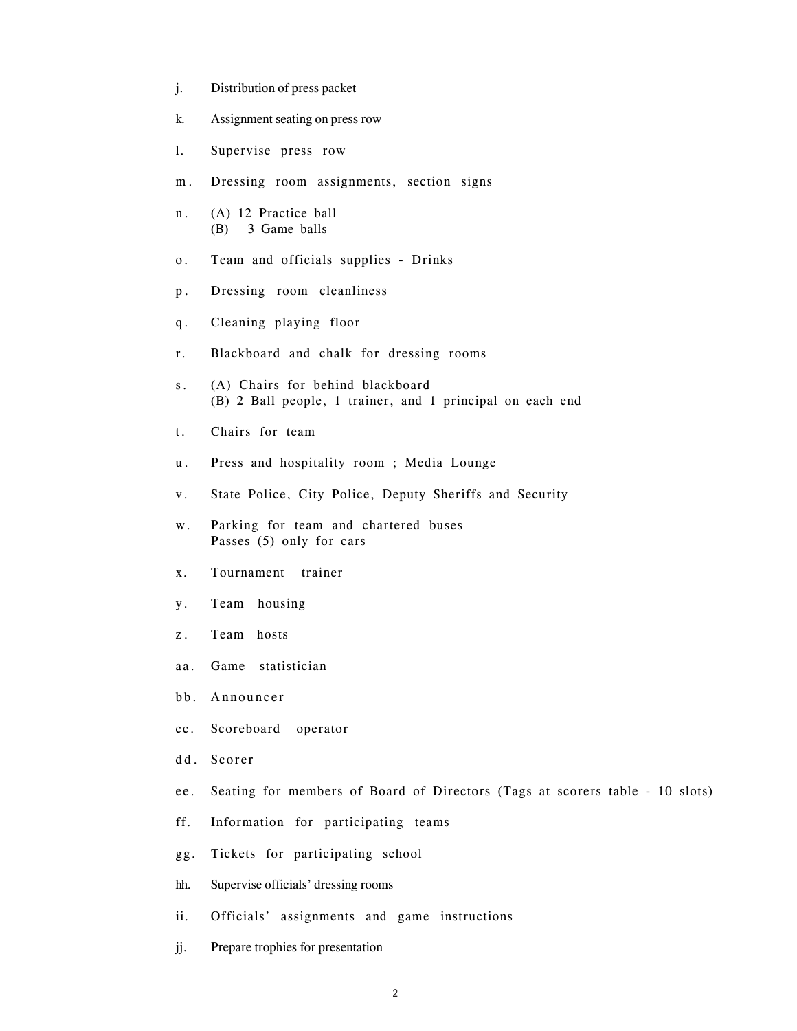j. Distribution of press packet

k. Assignment seating on press row

l. Supervise press row

m. Dressing room assignments, section signs

n. (A) 12 Practice ball
   (B) 3 Game balls

o. Team and officials supplies - Drinks

p. Dressing room cleanliness

q. Cleaning playing floor

r. Blackboard and chalk for dressing rooms

s. (A) Chairs for behind blackboard
   (B) 2 Ball people, 1 trainer, and 1 principal on each end

t. Chairs for team

u. Press and hospitality room ; Media Lounge

v. State Police, City Police, Deputy Sheriffs and Security

w. Parking for team and chartered buses
   Passes (5) only for cars

x. Tournament trainer

y. Team housing

z. Team hosts

aa. Game statistician

bb. Announcer

cc. Scoreboard operator

dd. Scorer

ee. Seating for members of Board of Directors (Tags at scorers table - 10 slots)

ff. Information for participating teams

gg. Tickets for participating school

hh. Supervise officials' dressing rooms

ii. Officials' assignments and game instructions

jj. Prepare trophies for presentation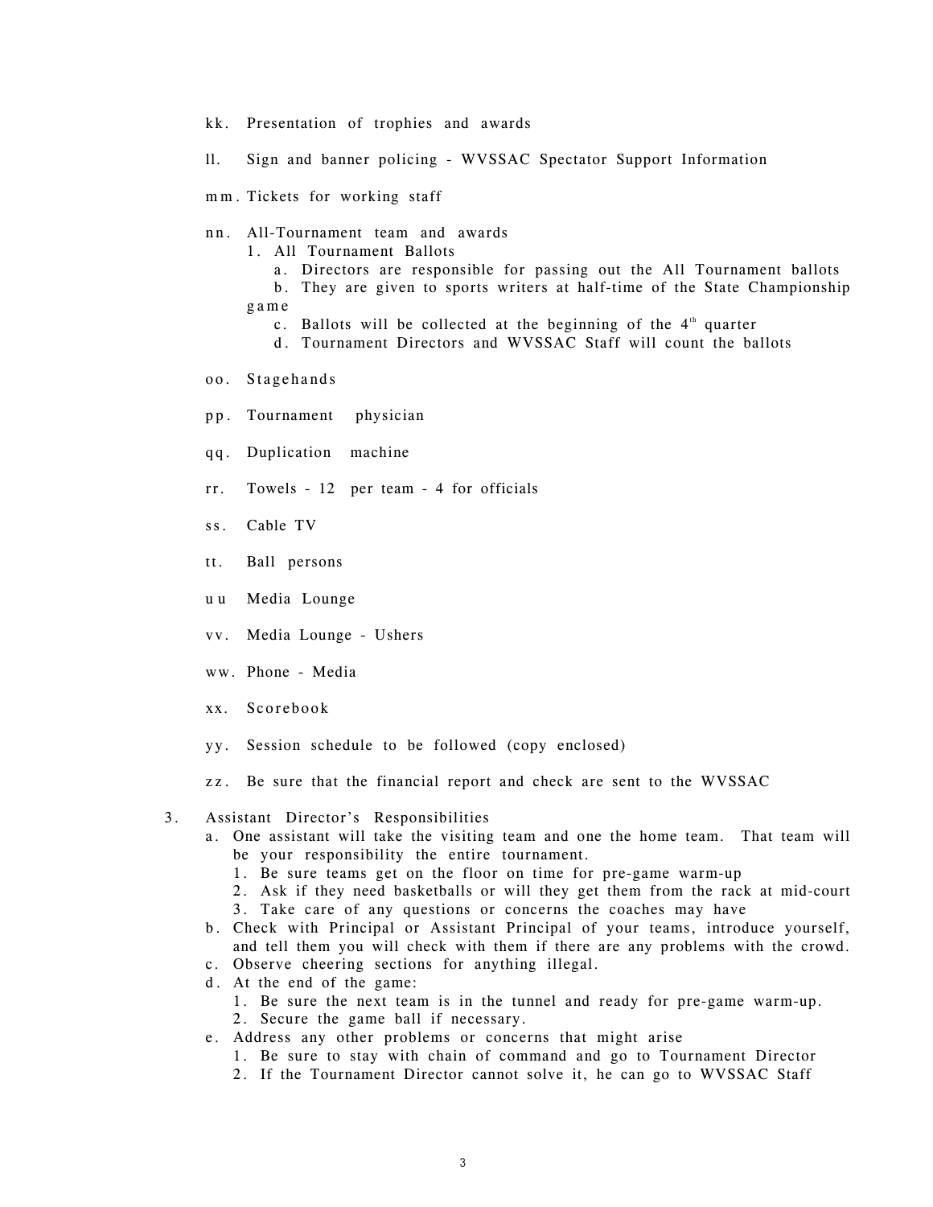kk. Presentation of trophies and awards

ll. Sign and banner policing - WVSSAC Spectator Support Information

mm. Tickets for working staff

nn. All-Tournament team and awards
   1. All Tournament Ballots
      a. Directors are responsible for passing out the All Tournament ballots
      b. They are given to sports writers at half-time of the State Championship game
      c. Ballots will be collected at the beginning of the 4th quarter
      d. Tournament Directors and WVSSAC Staff will count the ballots

oo. Stagehands

pp. Tournament physician

qq. Duplication machine

rr. Towels - 12 per team - 4 for officials

ss. Cable TV

tt. Ball persons

uu Media Lounge

vv. Media Lounge - Ushers

ww. Phone - Media

xx. Scorebook

yy. Session schedule to be followed (copy enclosed)

zz. Be sure that the financial report and check are sent to the WVSSAC

3. Assistant Director's Responsibilities
   a. One assistant will take the visiting team and one the home team. That team will be your responsibility the entire tournament.
      1. Be sure teams get on the floor on time for pre-game warm-up
      2. Ask if they need basketballs or will they get them from the rack at mid-court
      3. Take care of any questions or concerns the coaches may have
   b. Check with Principal or Assistant Principal of your teams, introduce yourself, and tell them you will check with them if there are any problems with the crowd.
   c. Observe cheering sections for anything illegal.
   d. At the end of the game:
      1. Be sure the next team is in the tunnel and ready for pre-game warm-up.
      2. Secure the game ball if necessary.
   e. Address any other problems or concerns that might arise
      1. Be sure to stay with chain of command and go to Tournament Director
      2. If the Tournament Director cannot solve it, he can go to WVSSAC Staff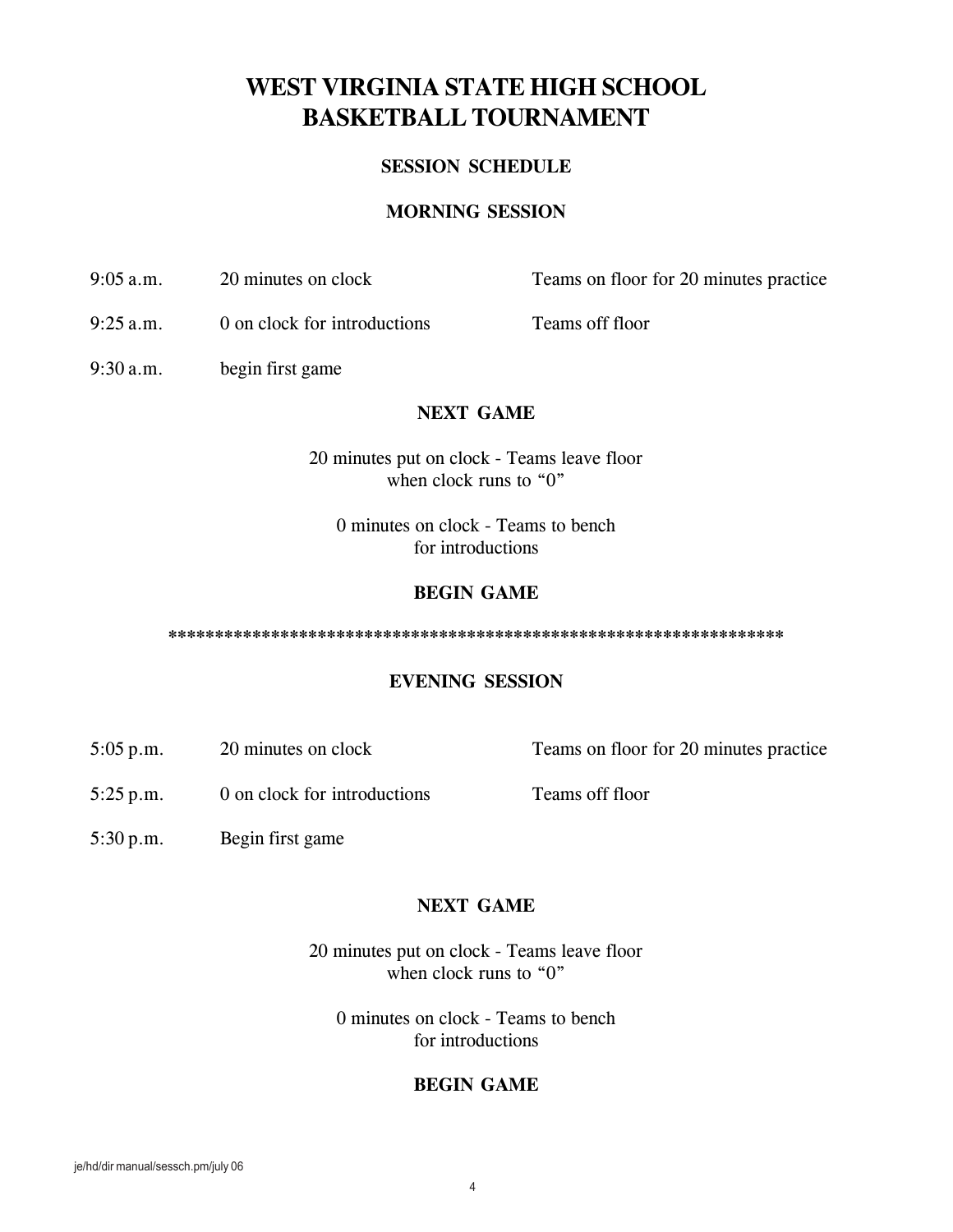# WEST VIRGINIA STATE HIGH SCHOOL BASKETBALL TOURNAMENT

## SESSION SCHEDULE

### MORNING SESSION

| | | |
|---|---|---|
| 9:05 a.m. | 20 minutes on clock | Teams on floor for 20 minutes practice |
| 9:25 a.m. | 0 on clock for introductions | Teams off floor |
| 9:30 a.m. | begin first game | |

**NEXT GAME**

20 minutes put on clock - Teams leave floor when clock runs to "0"

0 minutes on clock - Teams to bench for introductions

**BEGIN GAME**

*******************************************************************

### EVENING SESSION

| | | |
|---|---|---|
| 5:05 p.m. | 20 minutes on clock | Teams on floor for 20 minutes practice |
| 5:25 p.m. | 0 on clock for introductions | Teams off floor |
| 5:30 p.m. | Begin first game | |

**NEXT GAME**

20 minutes put on clock - Teams leave floor when clock runs to "0"

0 minutes on clock - Teams to bench for introductions

**BEGIN GAME**

je/hd/dir manual/sessch.pm/july 06